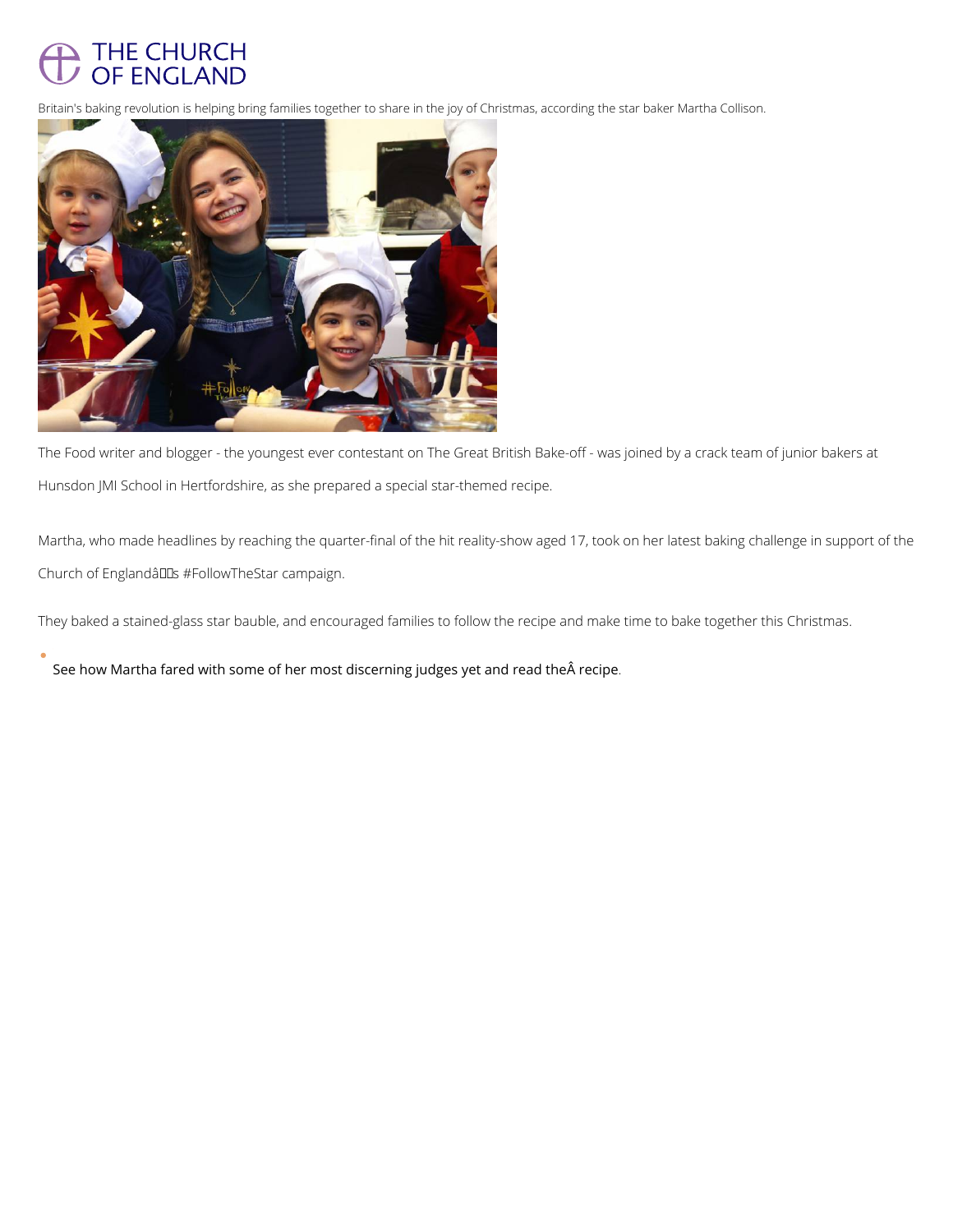THE CHURCH OF ENGLAND

Britain's baking revolution is helping bring families together to share in the joy of Christmas, according the star baker Martha Collison.

The Food writer and blogger - the youngest ever contestant on The Great British Bake-off - was joined by a crack team of junior bakers at Hunsdon JMI School in Hertfordshire, as she prepared a special star-themed recipe.

Martha, who made headlines by reaching the quarter-final of the hit reality-show aged 17, took on her latest baking challenge in support of the Church of Englandâs #FollowTheStar campaign.

They baked a stained-glass star bauble, and encouraged families to follow the recipe and make time to bake together this Christmas.

- See how Martha fared with some of her most discerning judges yet and read theÂ recipe.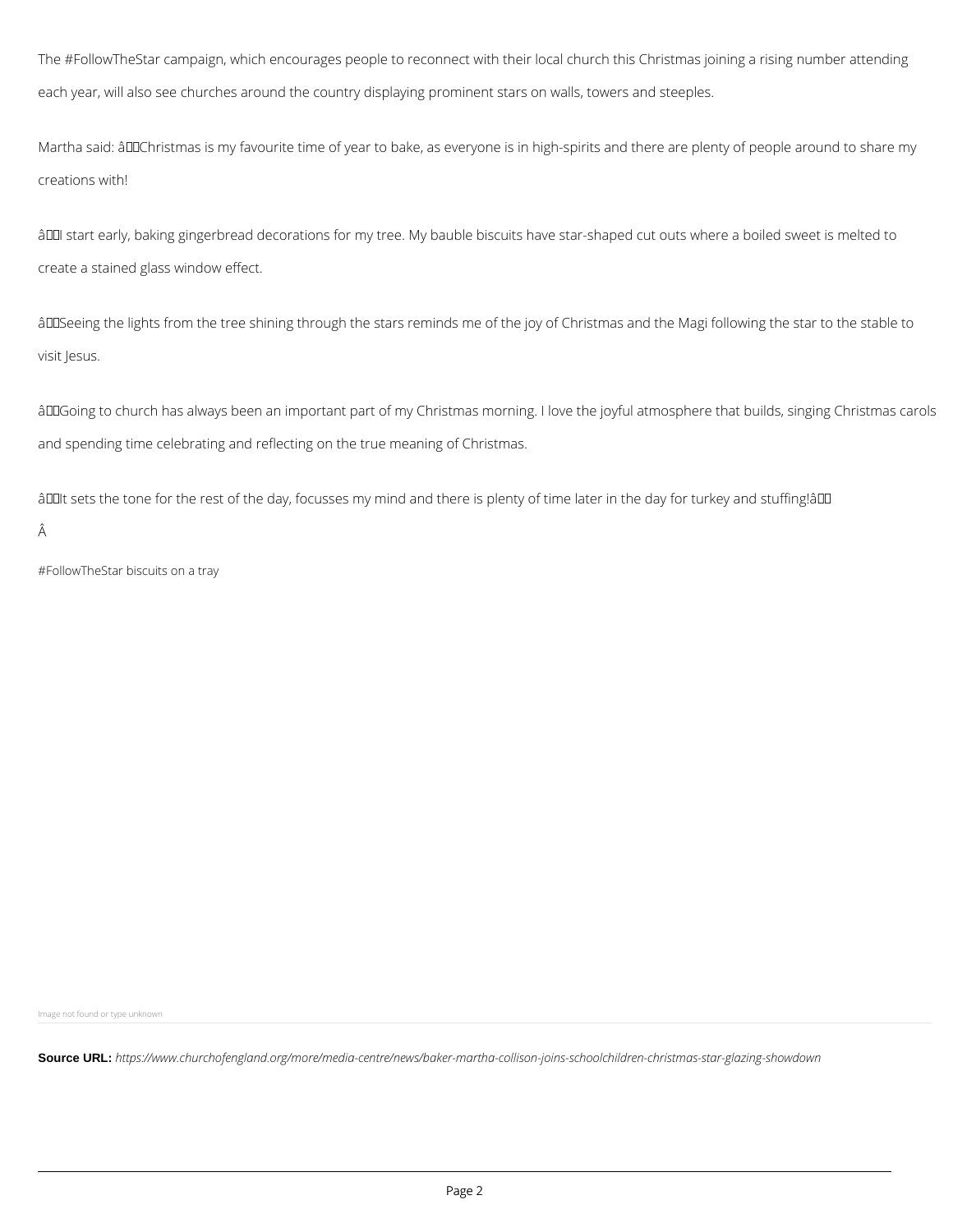The #FollowTheStar campaign, which encourages people to reconnect with their local church this Christmas joining a rising number attending each year, will also see churches around the country displaying prominent stars on walls, towers and steeples.

Martha said: â€œChristmas is my favourite time of year to bake, as everyone is in high-spirits and there are plenty of people around to share my creations with!

â€œI start early, baking gingerbread decorations for my tree. My bauble biscuits have star-shaped cut outs where a boiled sweet is melted to create a stained glass window effect.

â€œSeeing the lights from the tree shining through the stars reminds me of the joy of Christmas and the Magi following the star to the stable to visit Jesus.

â€œGoing to church has always been an important part of my Christmas morning. I love the joyful atmosphere that builds, singing Christmas carols and spending time celebrating and reflecting on the true meaning of Christmas.

â€œIt sets the tone for the rest of the day, focusses my mind and there is plenty of time later in the day for turkey and stuffing!â€

Â

#FollowTheStar biscuits on a tray

Image not found or type unknown

**Source URL:** *https://www.churchofengland.org/more/media-centre/news/baker-martha-collison-joins-schoolchildren-christmas-star-glazing-showdown*